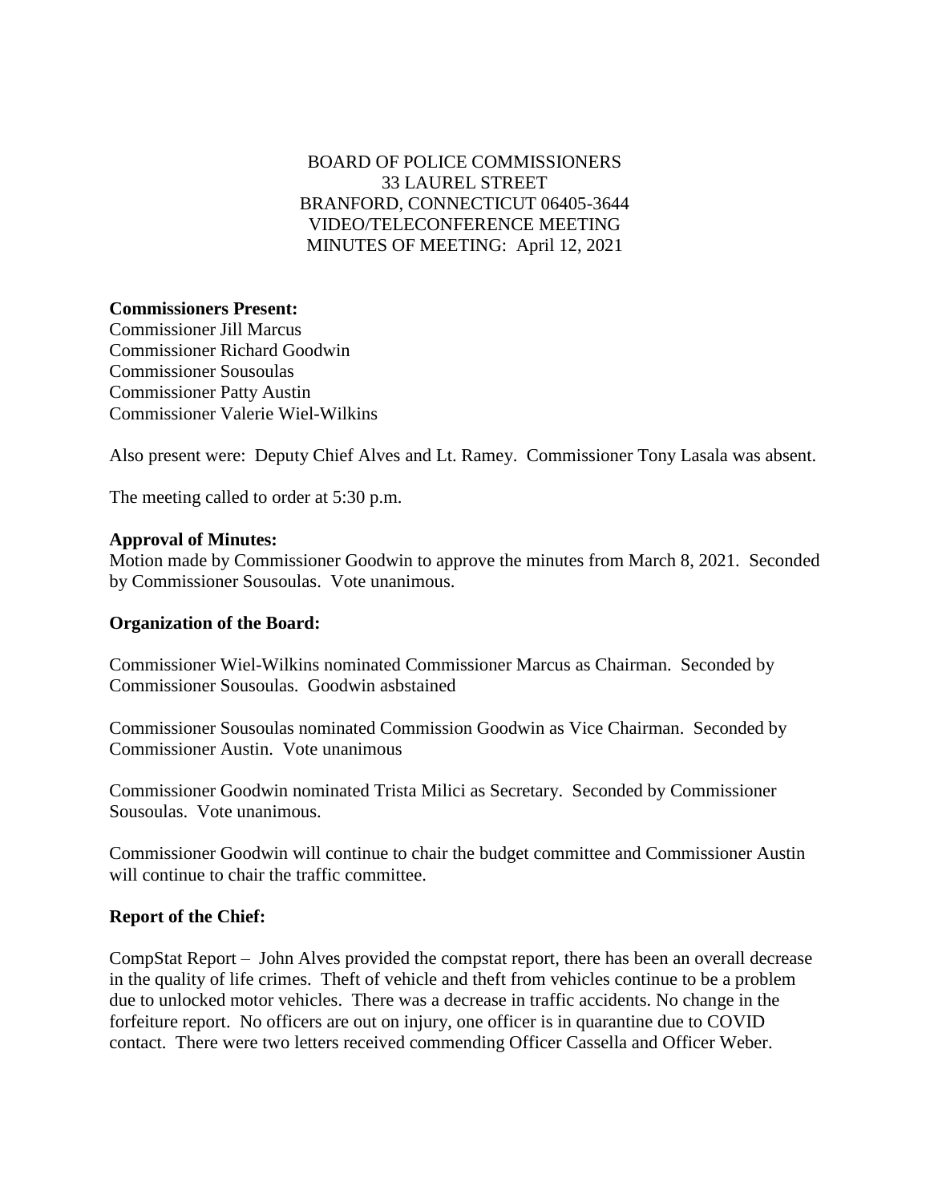BOARD OF POLICE COMMISSIONERS
33 LAUREL STREET
BRANFORD, CONNECTICUT 06405-3644
VIDEO/TELECONFERENCE MEETING
MINUTES OF MEETING: April 12, 2021

**Commissioners Present:**
Commissioner Jill Marcus
Commissioner Richard Goodwin
Commissioner Sousoulas
Commissioner Patty Austin
Commissioner Valerie Wiel-Wilkins

Also present were: Deputy Chief Alves and Lt. Ramey. Commissioner Tony Lasala was absent.

The meeting called to order at 5:30 p.m.

**Approval of Minutes:**
Motion made by Commissioner Goodwin to approve the minutes from March 8, 2021. Seconded by Commissioner Sousoulas. Vote unanimous.

**Organization of the Board:**

Commissioner Wiel-Wilkins nominated Commissioner Marcus as Chairman. Seconded by Commissioner Sousoulas. Goodwin asbstained

Commissioner Sousoulas nominated Commission Goodwin as Vice Chairman. Seconded by Commissioner Austin. Vote unanimous

Commissioner Goodwin nominated Trista Milici as Secretary. Seconded by Commissioner Sousoulas. Vote unanimous.

Commissioner Goodwin will continue to chair the budget committee and Commissioner Austin will continue to chair the traffic committee.

**Report of the Chief:**

CompStat Report – John Alves provided the compstat report, there has been an overall decrease in the quality of life crimes. Theft of vehicle and theft from vehicles continue to be a problem due to unlocked motor vehicles. There was a decrease in traffic accidents. No change in the forfeiture report. No officers are out on injury, one officer is in quarantine due to COVID contact. There were two letters received commending Officer Cassella and Officer Weber.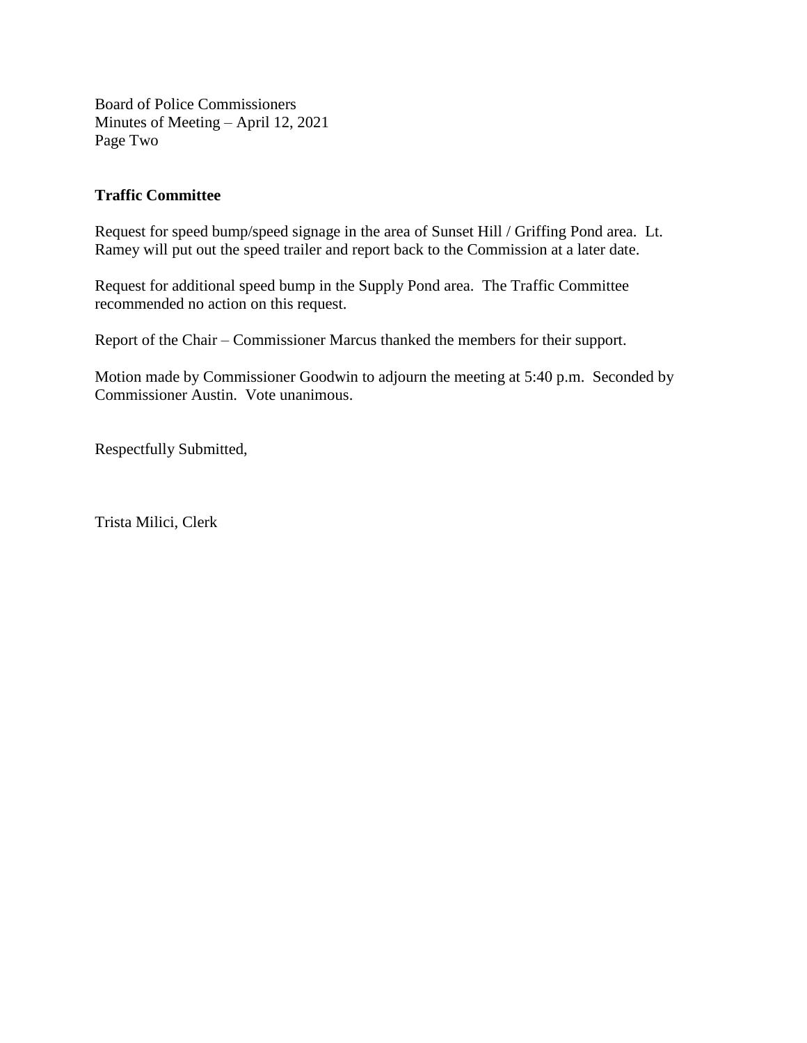## Traffic Committee

Request for speed bump/speed signage in the area of Sunset Hill / Griffing Pond area. Lt. Ramey will put out the speed trailer and report back to the Commission at a later date.

Request for additional speed bump in the Supply Pond area. The Traffic Committee recommended no action on this request.

Report of the Chair – Commissioner Marcus thanked the members for their support.

Motion made by Commissioner Goodwin to adjourn the meeting at 5:40 p.m. Seconded by Commissioner Austin. Vote unanimous.

Respectfully Submitted,

Trista Milici, Clerk